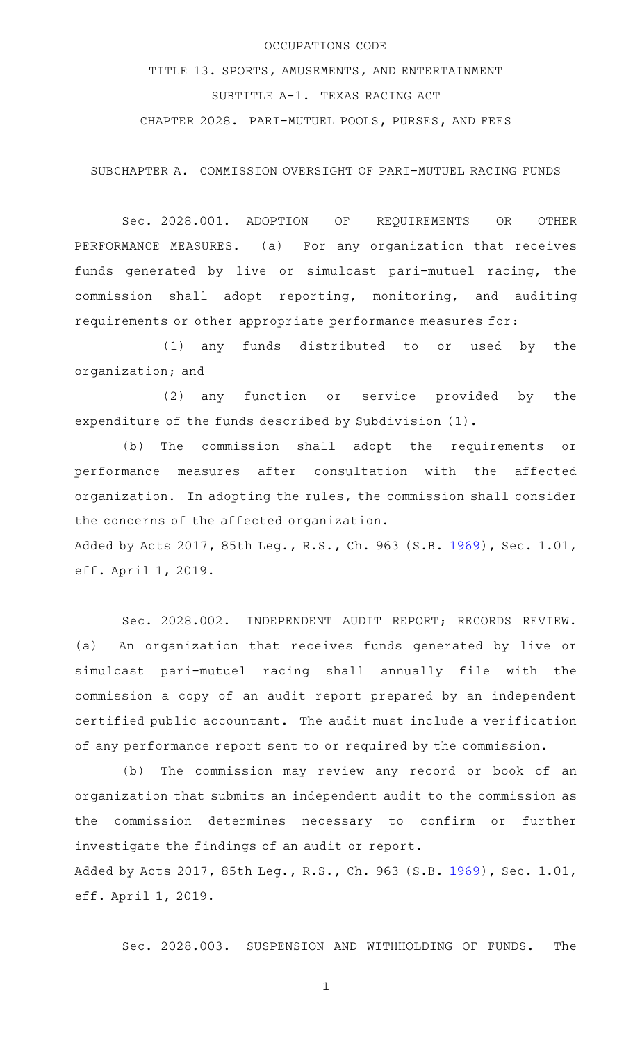OCCUPATIONS CODE

TITLE 13. SPORTS, AMUSEMENTS, AND ENTERTAINMENT

SUBTITLE A-1. TEXAS RACING ACT

CHAPTER 2028. PARI-MUTUEL POOLS, PURSES, AND FEES

SUBCHAPTER A. COMMISSION OVERSIGHT OF PARI-MUTUEL RACING FUNDS

Sec. 2028.001. ADOPTION OF REQUIREMENTS OR OTHER PERFORMANCE MEASURES. (a) For any organization that receives funds generated by live or simulcast pari-mutuel racing, the commission shall adopt reporting, monitoring, and auditing requirements or other appropriate performance measures for:

(1) any funds distributed to or used by the organization; and

(2) any function or service provided by the expenditure of the funds described by Subdivision (1).

(b) The commission shall adopt the requirements or performance measures after consultation with the affected organization. In adopting the rules, the commission shall consider the concerns of the affected organization.

Added by Acts 2017, 85th Leg., R.S., Ch. 963 (S.B. 1969), Sec. 1.01, eff. April 1, 2019.

Sec. 2028.002. INDEPENDENT AUDIT REPORT; RECORDS REVIEW. (a) An organization that receives funds generated by live or simulcast pari-mutuel racing shall annually file with the commission a copy of an audit report prepared by an independent certified public accountant. The audit must include a verification of any performance report sent to or required by the commission.

(b) The commission may review any record or book of an organization that submits an independent audit to the commission as the commission determines necessary to confirm or further investigate the findings of an audit or report.

Added by Acts 2017, 85th Leg., R.S., Ch. 963 (S.B. 1969), Sec. 1.01, eff. April 1, 2019.

Sec. 2028.003. SUSPENSION AND WITHHOLDING OF FUNDS. The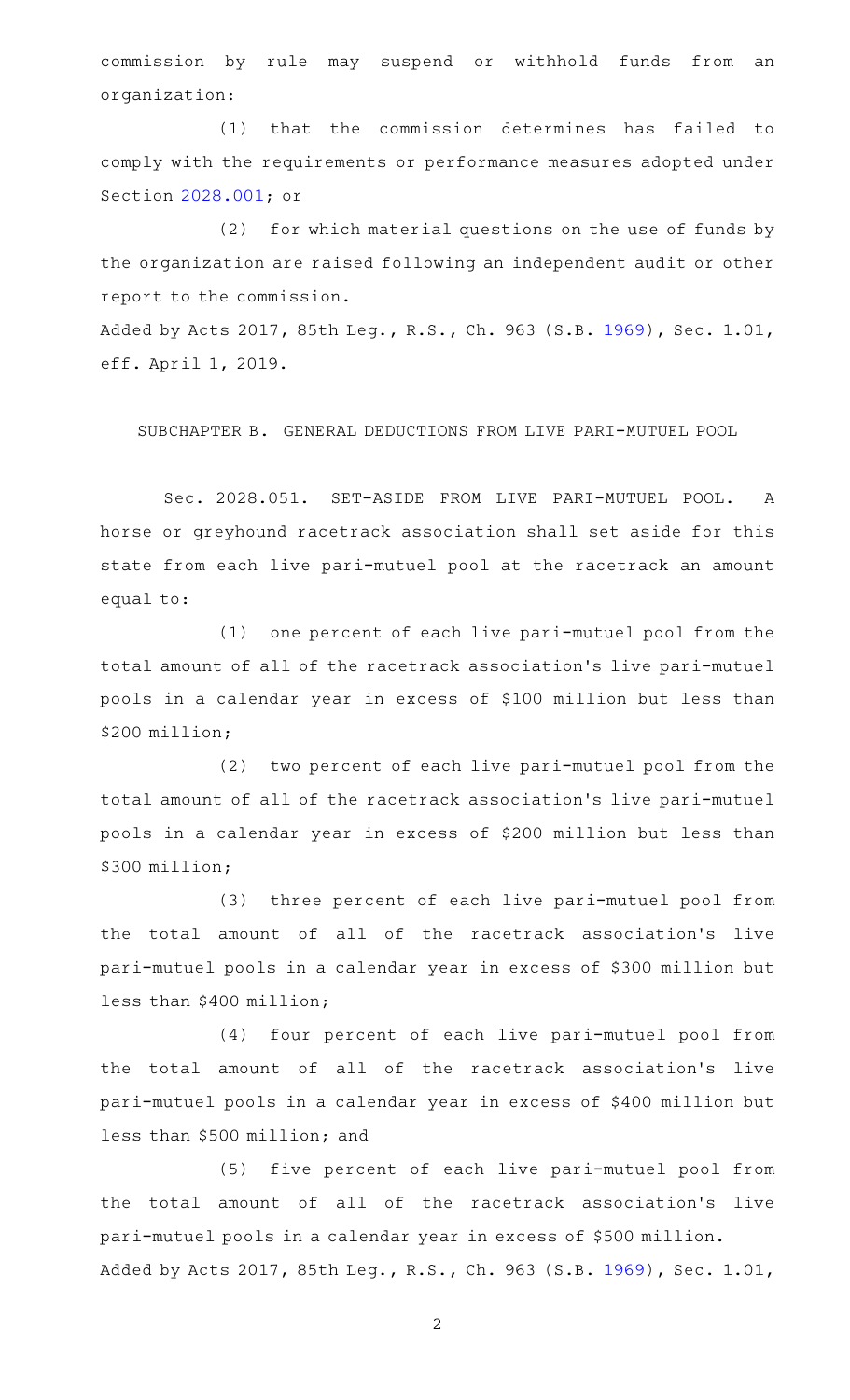commission by rule may suspend or withhold funds from an organization:

(1) that the commission determines has failed to comply with the requirements or performance measures adopted under Section 2028.001; or

(2) for which material questions on the use of funds by the organization are raised following an independent audit or other report to the commission.

Added by Acts 2017, 85th Leg., R.S., Ch. 963 (S.B. 1969), Sec. 1.01, eff. April 1, 2019.

SUBCHAPTER B. GENERAL DEDUCTIONS FROM LIVE PARI-MUTUEL POOL

Sec. 2028.051. SET-ASIDE FROM LIVE PARI-MUTUEL POOL. A horse or greyhound racetrack association shall set aside for this state from each live pari-mutuel pool at the racetrack an amount equal to:

(1) one percent of each live pari-mutuel pool from the total amount of all of the racetrack association's live pari-mutuel pools in a calendar year in excess of $100 million but less than $200 million;

(2) two percent of each live pari-mutuel pool from the total amount of all of the racetrack association's live pari-mutuel pools in a calendar year in excess of $200 million but less than $300 million;

(3) three percent of each live pari-mutuel pool from the total amount of all of the racetrack association's live pari-mutuel pools in a calendar year in excess of $300 million but less than $400 million;

(4) four percent of each live pari-mutuel pool from the total amount of all of the racetrack association's live pari-mutuel pools in a calendar year in excess of $400 million but less than $500 million; and

(5) five percent of each live pari-mutuel pool from the total amount of all of the racetrack association's live pari-mutuel pools in a calendar year in excess of $500 million.

Added by Acts 2017, 85th Leg., R.S., Ch. 963 (S.B. 1969), Sec. 1.01,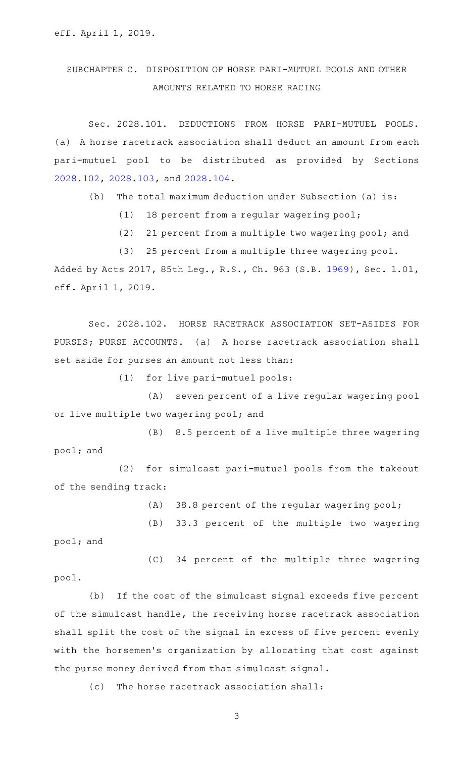eff. April 1, 2019.

## SUBCHAPTER C. DISPOSITION OF HORSE PARI-MUTUEL POOLS AND OTHER AMOUNTS RELATED TO HORSE RACING

Sec. 2028.101. DEDUCTIONS FROM HORSE PARI-MUTUEL POOLS. (a) A horse racetrack association shall deduct an amount from each pari-mutuel pool to be distributed as provided by Sections 2028.102, 2028.103, and 2028.104.

(b) The total maximum deduction under Subsection (a) is:

(1) 18 percent from a regular wagering pool;

(2) 21 percent from a multiple two wagering pool; and

(3) 25 percent from a multiple three wagering pool.

Added by Acts 2017, 85th Leg., R.S., Ch. 963 (S.B. 1969), Sec. 1.01, eff. April 1, 2019.

Sec. 2028.102. HORSE RACETRACK ASSOCIATION SET-ASIDES FOR PURSES; PURSE ACCOUNTS. (a) A horse racetrack association shall set aside for purses an amount not less than:

(1) for live pari-mutuel pools:

(A) seven percent of a live regular wagering pool or live multiple two wagering pool; and

(B) 8.5 percent of a live multiple three wagering pool; and

(2) for simulcast pari-mutuel pools from the takeout of the sending track:

(A) 38.8 percent of the regular wagering pool;

(B) 33.3 percent of the multiple two wagering pool; and

(C) 34 percent of the multiple three wagering pool.

(b) If the cost of the simulcast signal exceeds five percent of the simulcast handle, the receiving horse racetrack association shall split the cost of the signal in excess of five percent evenly with the horsemen's organization by allocating that cost against the purse money derived from that simulcast signal.

(c) The horse racetrack association shall: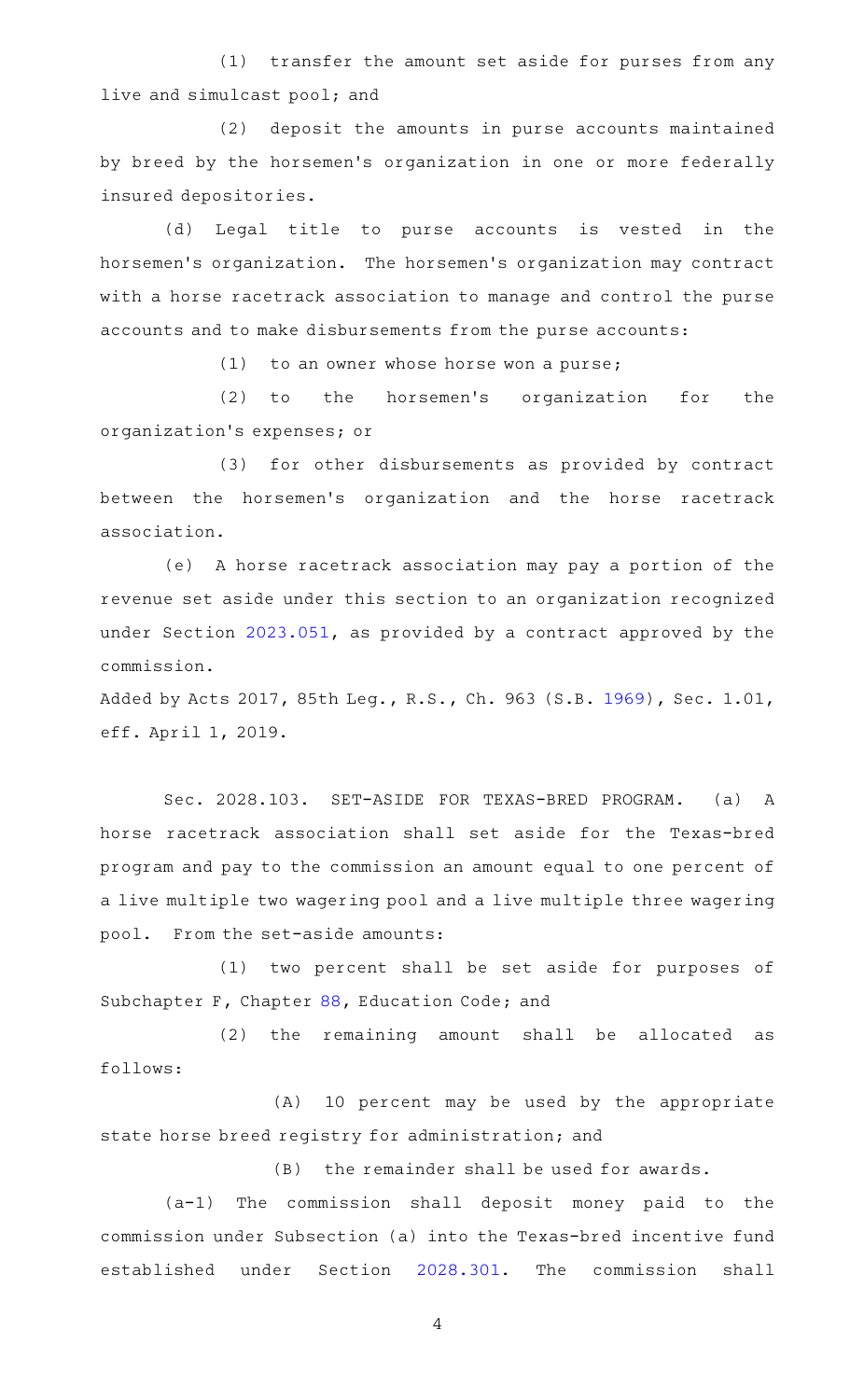(1) transfer the amount set aside for purses from any live and simulcast pool; and

(2) deposit the amounts in purse accounts maintained by breed by the horsemen's organization in one or more federally insured depositories.

(d) Legal title to purse accounts is vested in the horsemen's organization. The horsemen's organization may contract with a horse racetrack association to manage and control the purse accounts and to make disbursements from the purse accounts:

(1) to an owner whose horse won a purse;

(2) to the horsemen's organization for the organization's expenses; or

(3) for other disbursements as provided by contract between the horsemen's organization and the horse racetrack association.

(e) A horse racetrack association may pay a portion of the revenue set aside under this section to an organization recognized under Section 2023.051, as provided by a contract approved by the commission.

Added by Acts 2017, 85th Leg., R.S., Ch. 963 (S.B. 1969), Sec. 1.01, eff. April 1, 2019.

Sec. 2028.103. SET-ASIDE FOR TEXAS-BRED PROGRAM. (a) A horse racetrack association shall set aside for the Texas-bred program and pay to the commission an amount equal to one percent of a live multiple two wagering pool and a live multiple three wagering pool. From the set-aside amounts:

(1) two percent shall be set aside for purposes of Subchapter F, Chapter 88, Education Code; and

(2) the remaining amount shall be allocated as follows:

(A) 10 percent may be used by the appropriate state horse breed registry for administration; and

(B) the remainder shall be used for awards.

(a-1) The commission shall deposit money paid to the commission under Subsection (a) into the Texas-bred incentive fund established under Section 2028.301. The commission shall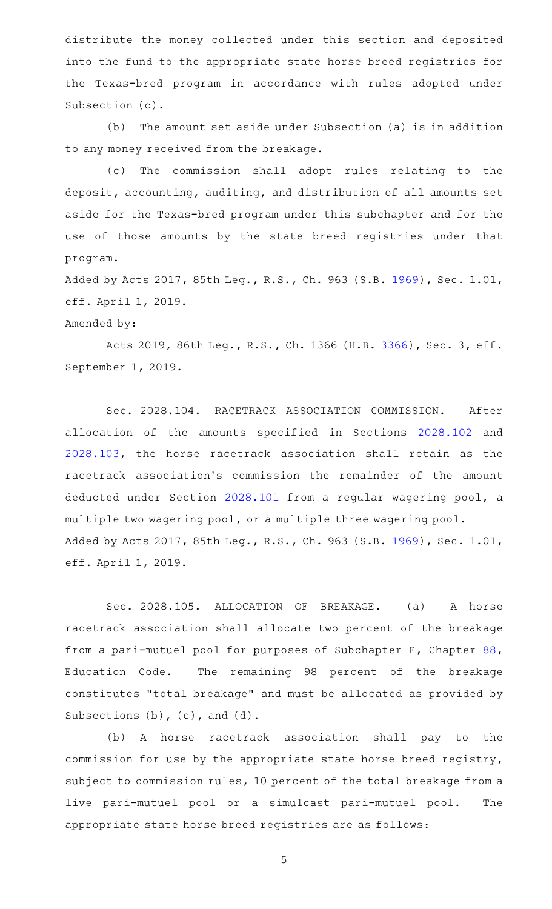distribute the money collected under this section and deposited into the fund to the appropriate state horse breed registries for the Texas-bred program in accordance with rules adopted under Subsection (c).

(b) The amount set aside under Subsection (a) is in addition to any money received from the breakage.

(c) The commission shall adopt rules relating to the deposit, accounting, auditing, and distribution of all amounts set aside for the Texas-bred program under this subchapter and for the use of those amounts by the state breed registries under that program.

Added by Acts 2017, 85th Leg., R.S., Ch. 963 (S.B. 1969), Sec. 1.01, eff. April 1, 2019.

Amended by:

Acts 2019, 86th Leg., R.S., Ch. 1366 (H.B. 3366), Sec. 3, eff. September 1, 2019.

Sec. 2028.104. RACETRACK ASSOCIATION COMMISSION. After allocation of the amounts specified in Sections 2028.102 and 2028.103, the horse racetrack association shall retain as the racetrack association's commission the remainder of the amount deducted under Section 2028.101 from a regular wagering pool, a multiple two wagering pool, or a multiple three wagering pool.

Added by Acts 2017, 85th Leg., R.S., Ch. 963 (S.B. 1969), Sec. 1.01, eff. April 1, 2019.

Sec. 2028.105. ALLOCATION OF BREAKAGE. (a) A horse racetrack association shall allocate two percent of the breakage from a pari-mutuel pool for purposes of Subchapter F, Chapter 88, Education Code. The remaining 98 percent of the breakage constitutes "total breakage" and must be allocated as provided by Subsections (b), (c), and (d).

(b) A horse racetrack association shall pay to the commission for use by the appropriate state horse breed registry, subject to commission rules, 10 percent of the total breakage from a live pari-mutuel pool or a simulcast pari-mutuel pool. The appropriate state horse breed registries are as follows: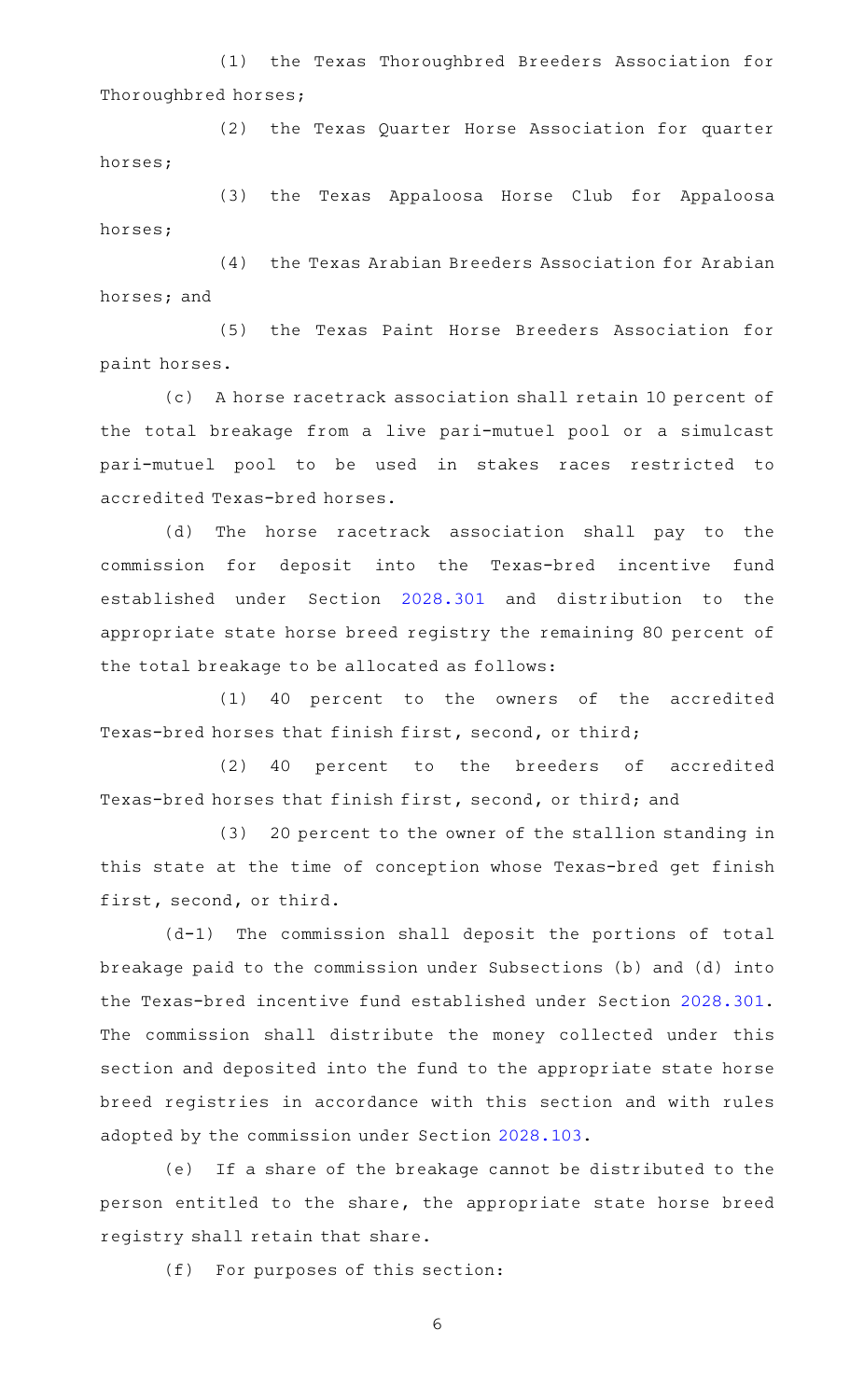(1) the Texas Thoroughbred Breeders Association for Thoroughbred horses;

(2) the Texas Quarter Horse Association for quarter horses;

(3) the Texas Appaloosa Horse Club for Appaloosa horses;

(4) the Texas Arabian Breeders Association for Arabian horses; and

(5) the Texas Paint Horse Breeders Association for paint horses.

(c) A horse racetrack association shall retain 10 percent of the total breakage from a live pari-mutuel pool or a simulcast pari-mutuel pool to be used in stakes races restricted to accredited Texas-bred horses.

(d) The horse racetrack association shall pay to the commission for deposit into the Texas-bred incentive fund established under Section 2028.301 and distribution to the appropriate state horse breed registry the remaining 80 percent of the total breakage to be allocated as follows:

(1) 40 percent to the owners of the accredited Texas-bred horses that finish first, second, or third;

(2) 40 percent to the breeders of accredited Texas-bred horses that finish first, second, or third; and

(3) 20 percent to the owner of the stallion standing in this state at the time of conception whose Texas-bred get finish first, second, or third.

(d-1) The commission shall deposit the portions of total breakage paid to the commission under Subsections (b) and (d) into the Texas-bred incentive fund established under Section 2028.301. The commission shall distribute the money collected under this section and deposited into the fund to the appropriate state horse breed registries in accordance with this section and with rules adopted by the commission under Section 2028.103.

(e) If a share of the breakage cannot be distributed to the person entitled to the share, the appropriate state horse breed registry shall retain that share.

(f) For purposes of this section: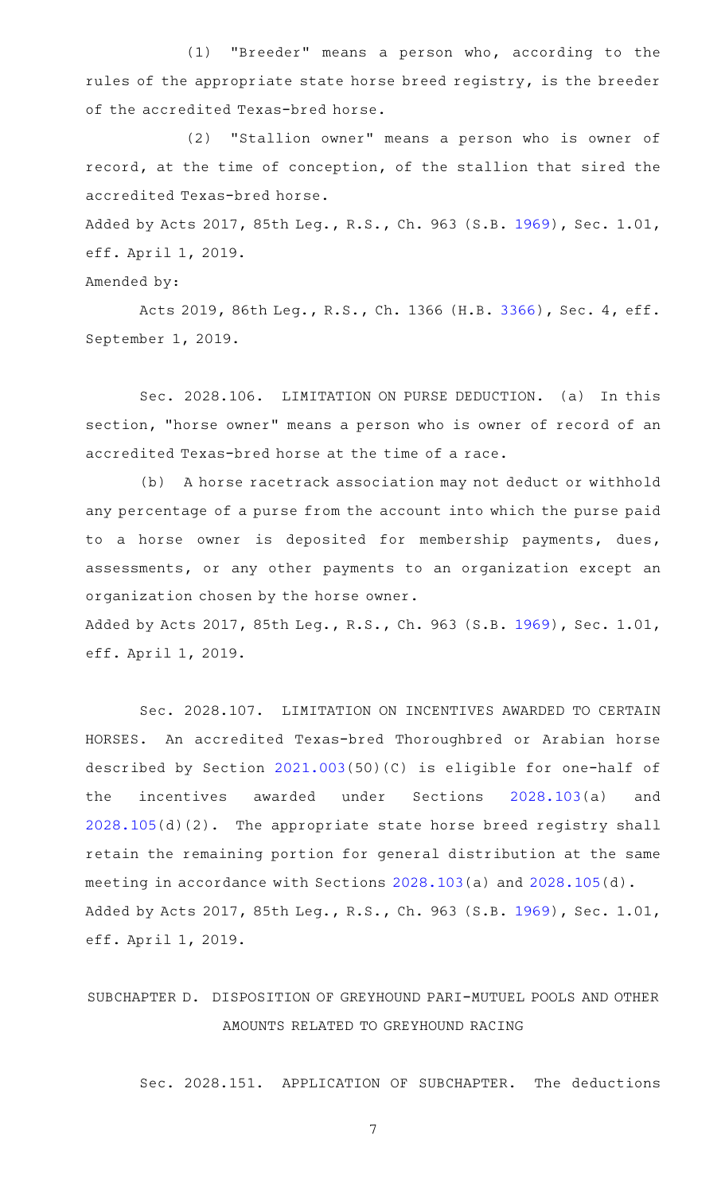(1) "Breeder" means a person who, according to the rules of the appropriate state horse breed registry, is the breeder of the accredited Texas-bred horse.

(2) "Stallion owner" means a person who is owner of record, at the time of conception, of the stallion that sired the accredited Texas-bred horse.

Added by Acts 2017, 85th Leg., R.S., Ch. 963 (S.B. 1969), Sec. 1.01, eff. April 1, 2019.

Amended by:

Acts 2019, 86th Leg., R.S., Ch. 1366 (H.B. 3366), Sec. 4, eff. September 1, 2019.

Sec. 2028.106. LIMITATION ON PURSE DEDUCTION. (a) In this section, "horse owner" means a person who is owner of record of an accredited Texas-bred horse at the time of a race.

(b) A horse racetrack association may not deduct or withhold any percentage of a purse from the account into which the purse paid to a horse owner is deposited for membership payments, dues, assessments, or any other payments to an organization except an organization chosen by the horse owner.

Added by Acts 2017, 85th Leg., R.S., Ch. 963 (S.B. 1969), Sec. 1.01, eff. April 1, 2019.

Sec. 2028.107. LIMITATION ON INCENTIVES AWARDED TO CERTAIN HORSES. An accredited Texas-bred Thoroughbred or Arabian horse described by Section 2021.003(50)(C) is eligible for one-half of the incentives awarded under Sections 2028.103(a) and 2028.105(d)(2). The appropriate state horse breed registry shall retain the remaining portion for general distribution at the same meeting in accordance with Sections 2028.103(a) and 2028.105(d).

Added by Acts 2017, 85th Leg., R.S., Ch. 963 (S.B. 1969), Sec. 1.01, eff. April 1, 2019.

## SUBCHAPTER D. DISPOSITION OF GREYHOUND PARI-MUTUEL POOLS AND OTHER AMOUNTS RELATED TO GREYHOUND RACING

Sec. 2028.151. APPLICATION OF SUBCHAPTER. The deductions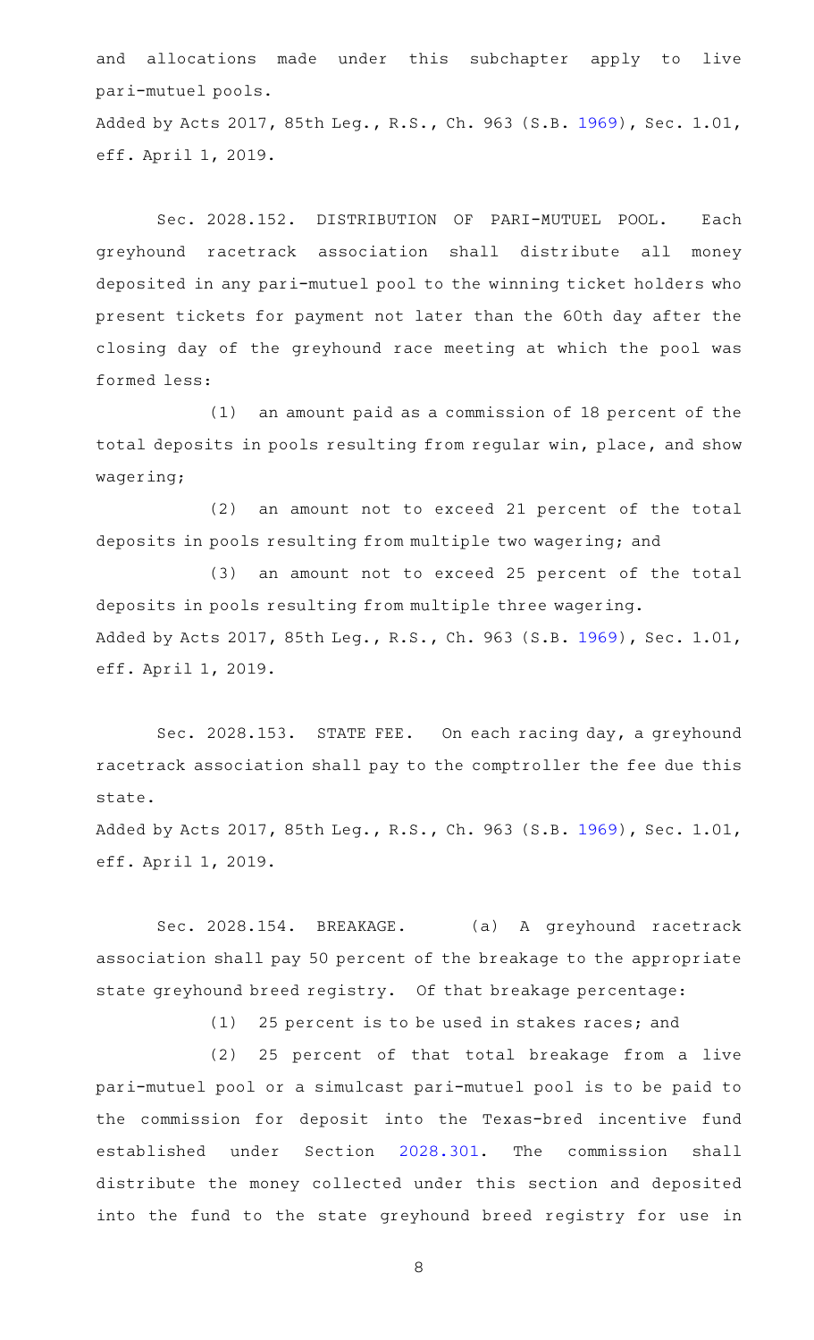and allocations made under this subchapter apply to live pari-mutuel pools.

Added by Acts 2017, 85th Leg., R.S., Ch. 963 (S.B. 1969), Sec. 1.01, eff. April 1, 2019.

Sec. 2028.152. DISTRIBUTION OF PARI-MUTUEL POOL. Each greyhound racetrack association shall distribute all money deposited in any pari-mutuel pool to the winning ticket holders who present tickets for payment not later than the 60th day after the closing day of the greyhound race meeting at which the pool was formed less:

(1) an amount paid as a commission of 18 percent of the total deposits in pools resulting from regular win, place, and show wagering;

(2) an amount not to exceed 21 percent of the total deposits in pools resulting from multiple two wagering; and

(3) an amount not to exceed 25 percent of the total deposits in pools resulting from multiple three wagering.

Added by Acts 2017, 85th Leg., R.S., Ch. 963 (S.B. 1969), Sec. 1.01, eff. April 1, 2019.

Sec. 2028.153. STATE FEE. On each racing day, a greyhound racetrack association shall pay to the comptroller the fee due this state.

Added by Acts 2017, 85th Leg., R.S., Ch. 963 (S.B. 1969), Sec. 1.01, eff. April 1, 2019.

Sec. 2028.154. BREAKAGE. (a) A greyhound racetrack association shall pay 50 percent of the breakage to the appropriate state greyhound breed registry. Of that breakage percentage:

(1) 25 percent is to be used in stakes races; and

(2) 25 percent of that total breakage from a live pari-mutuel pool or a simulcast pari-mutuel pool is to be paid to the commission for deposit into the Texas-bred incentive fund established under Section 2028.301. The commission shall distribute the money collected under this section and deposited into the fund to the state greyhound breed registry for use in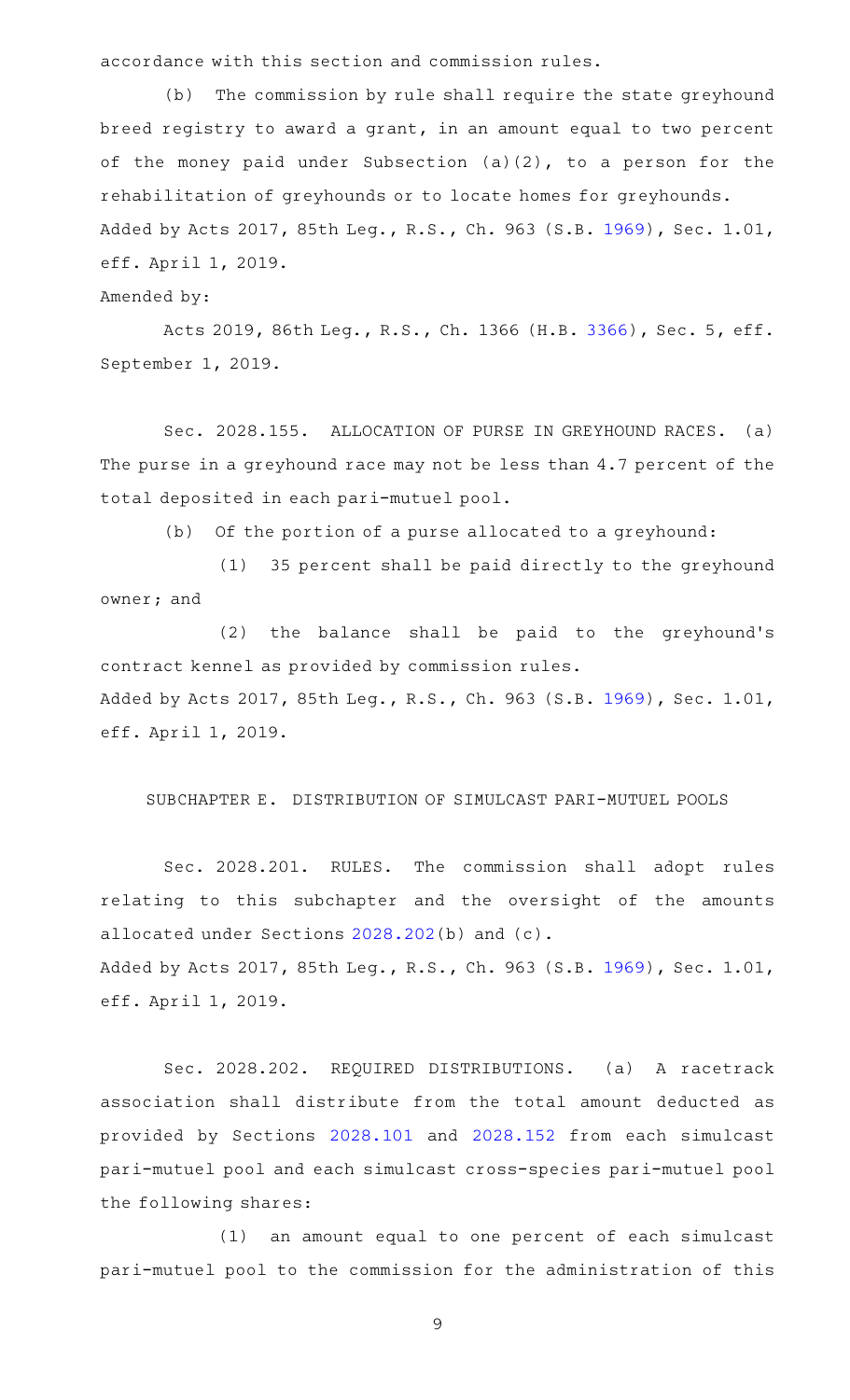accordance with this section and commission rules.

(b) The commission by rule shall require the state greyhound breed registry to award a grant, in an amount equal to two percent of the money paid under Subsection (a)(2), to a person for the rehabilitation of greyhounds or to locate homes for greyhounds.

Added by Acts 2017, 85th Leg., R.S., Ch. 963 (S.B. 1969), Sec. 1.01, eff. April 1, 2019.

Amended by:

Acts 2019, 86th Leg., R.S., Ch. 1366 (H.B. 3366), Sec. 5, eff. September 1, 2019.

Sec. 2028.155. ALLOCATION OF PURSE IN GREYHOUND RACES. (a) The purse in a greyhound race may not be less than 4.7 percent of the total deposited in each pari-mutuel pool.

(b) Of the portion of a purse allocated to a greyhound:

(1) 35 percent shall be paid directly to the greyhound owner; and

(2) the balance shall be paid to the greyhound's contract kennel as provided by commission rules.

Added by Acts 2017, 85th Leg., R.S., Ch. 963 (S.B. 1969), Sec. 1.01, eff. April 1, 2019.

SUBCHAPTER E. DISTRIBUTION OF SIMULCAST PARI-MUTUEL POOLS

Sec. 2028.201. RULES. The commission shall adopt rules relating to this subchapter and the oversight of the amounts allocated under Sections 2028.202(b) and (c).

Added by Acts 2017, 85th Leg., R.S., Ch. 963 (S.B. 1969), Sec. 1.01, eff. April 1, 2019.

Sec. 2028.202. REQUIRED DISTRIBUTIONS. (a) A racetrack association shall distribute from the total amount deducted as provided by Sections 2028.101 and 2028.152 from each simulcast pari-mutuel pool and each simulcast cross-species pari-mutuel pool the following shares:

(1) an amount equal to one percent of each simulcast pari-mutuel pool to the commission for the administration of this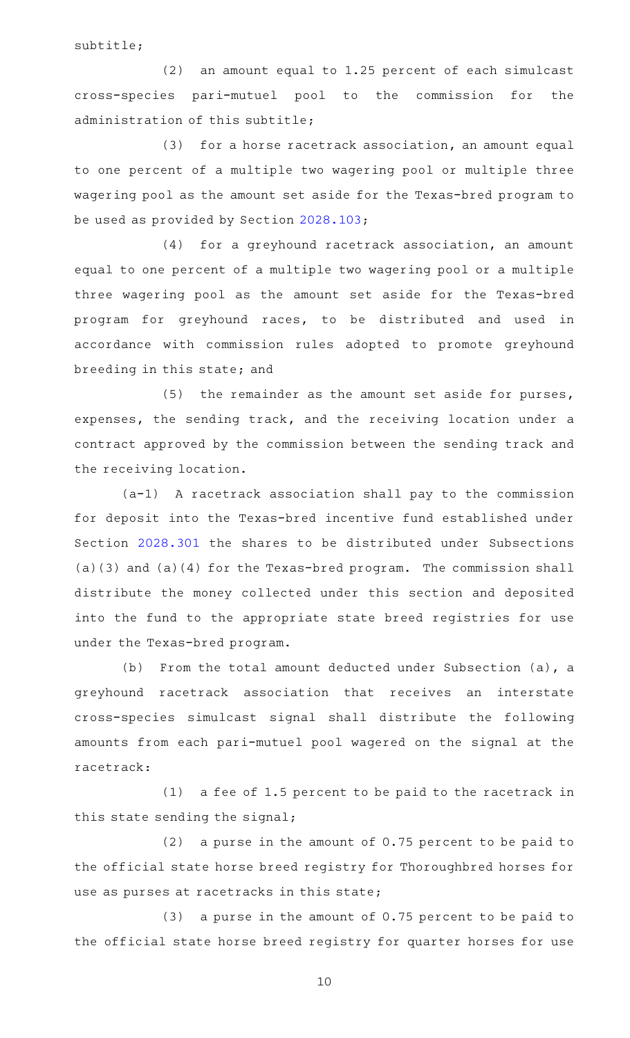subtitle;

(2) an amount equal to 1.25 percent of each simulcast cross-species pari-mutuel pool to the commission for the administration of this subtitle;

(3) for a horse racetrack association, an amount equal to one percent of a multiple two wagering pool or multiple three wagering pool as the amount set aside for the Texas-bred program to be used as provided by Section 2028.103;

(4) for a greyhound racetrack association, an amount equal to one percent of a multiple two wagering pool or a multiple three wagering pool as the amount set aside for the Texas-bred program for greyhound races, to be distributed and used in accordance with commission rules adopted to promote greyhound breeding in this state; and

(5) the remainder as the amount set aside for purses, expenses, the sending track, and the receiving location under a contract approved by the commission between the sending track and the receiving location.

(a-1) A racetrack association shall pay to the commission for deposit into the Texas-bred incentive fund established under Section 2028.301 the shares to be distributed under Subsections (a)(3) and (a)(4) for the Texas-bred program. The commission shall distribute the money collected under this section and deposited into the fund to the appropriate state breed registries for use under the Texas-bred program.

(b) From the total amount deducted under Subsection (a), a greyhound racetrack association that receives an interstate cross-species simulcast signal shall distribute the following amounts from each pari-mutuel pool wagered on the signal at the racetrack:

(1) a fee of 1.5 percent to be paid to the racetrack in this state sending the signal;

(2) a purse in the amount of 0.75 percent to be paid to the official state horse breed registry for Thoroughbred horses for use as purses at racetracks in this state;

(3) a purse in the amount of 0.75 percent to be paid to the official state horse breed registry for quarter horses for use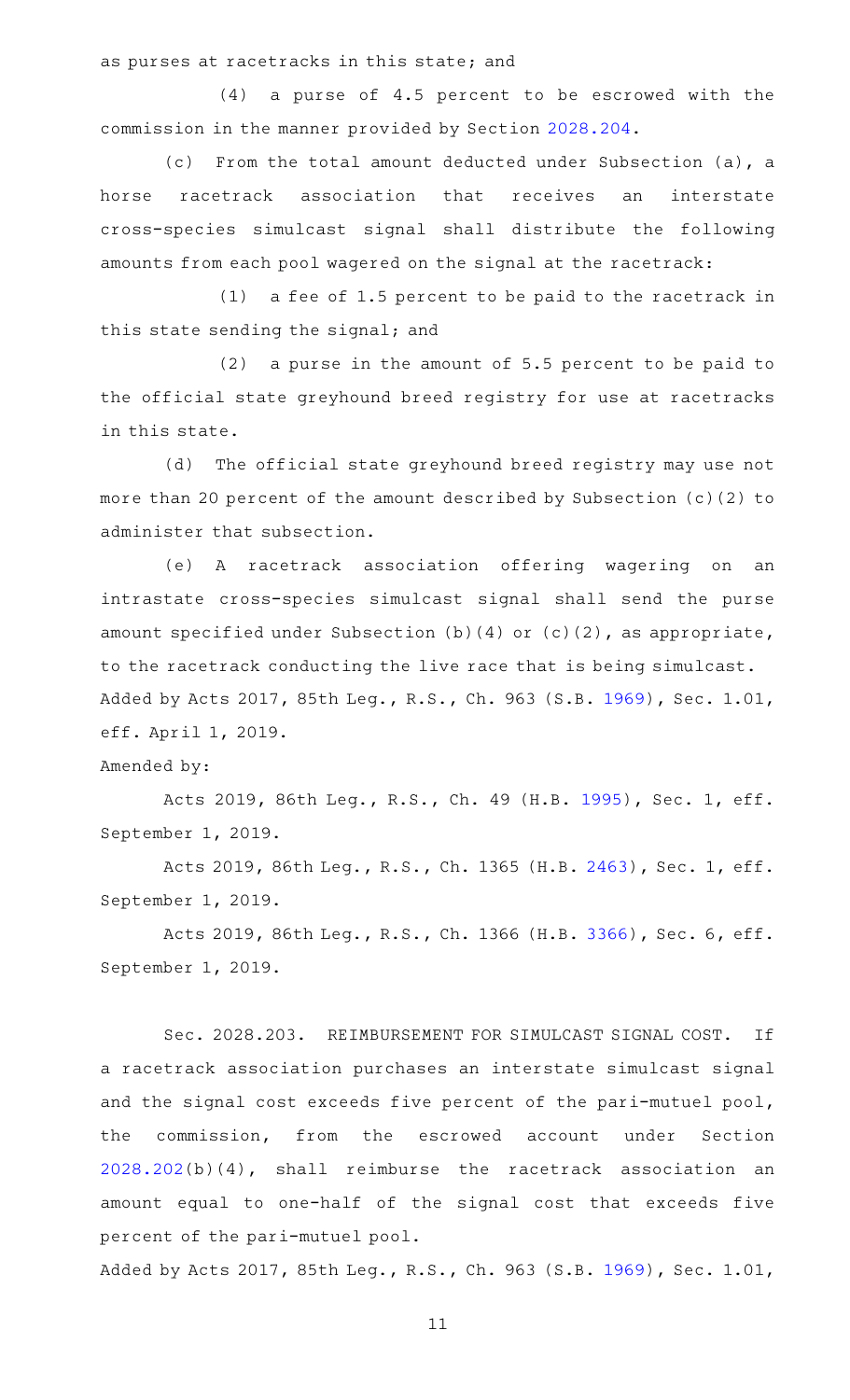as purses at racetracks in this state; and

(4) a purse of 4.5 percent to be escrowed with the commission in the manner provided by Section 2028.204.

(c) From the total amount deducted under Subsection (a), a horse racetrack association that receives an interstate cross-species simulcast signal shall distribute the following amounts from each pool wagered on the signal at the racetrack:

(1) a fee of 1.5 percent to be paid to the racetrack in this state sending the signal; and

(2) a purse in the amount of 5.5 percent to be paid to the official state greyhound breed registry for use at racetracks in this state.

(d) The official state greyhound breed registry may use not more than 20 percent of the amount described by Subsection (c)(2) to administer that subsection.

(e) A racetrack association offering wagering on an intrastate cross-species simulcast signal shall send the purse amount specified under Subsection (b)(4) or (c)(2), as appropriate, to the racetrack conducting the live race that is being simulcast.

Added by Acts 2017, 85th Leg., R.S., Ch. 963 (S.B. 1969), Sec. 1.01, eff. April 1, 2019.

Amended by:

Acts 2019, 86th Leg., R.S., Ch. 49 (H.B. 1995), Sec. 1, eff. September 1, 2019.

Acts 2019, 86th Leg., R.S., Ch. 1365 (H.B. 2463), Sec. 1, eff. September 1, 2019.

Acts 2019, 86th Leg., R.S., Ch. 1366 (H.B. 3366), Sec. 6, eff. September 1, 2019.

Sec. 2028.203. REIMBURSEMENT FOR SIMULCAST SIGNAL COST. If a racetrack association purchases an interstate simulcast signal and the signal cost exceeds five percent of the pari-mutuel pool, the commission, from the escrowed account under Section 2028.202(b)(4), shall reimburse the racetrack association an amount equal to one-half of the signal cost that exceeds five percent of the pari-mutuel pool.

Added by Acts 2017, 85th Leg., R.S., Ch. 963 (S.B. 1969), Sec. 1.01,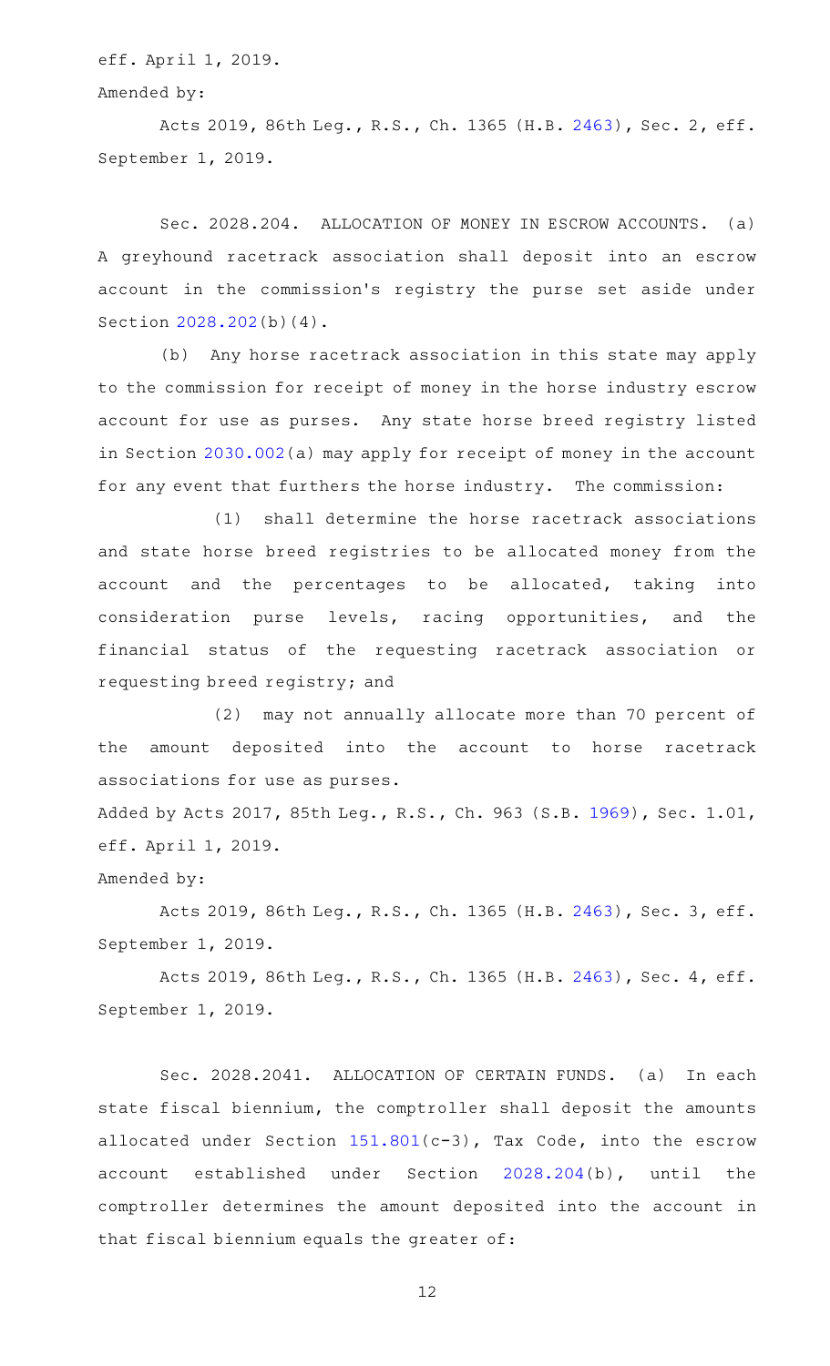eff. April 1, 2019.

Amended by:

Acts 2019, 86th Leg., R.S., Ch. 1365 (H.B. 2463), Sec. 2, eff. September 1, 2019.

Sec. 2028.204. ALLOCATION OF MONEY IN ESCROW ACCOUNTS. (a) A greyhound racetrack association shall deposit into an escrow account in the commission's registry the purse set aside under Section 2028.202(b)(4).

(b) Any horse racetrack association in this state may apply to the commission for receipt of money in the horse industry escrow account for use as purses. Any state horse breed registry listed in Section 2030.002(a) may apply for receipt of money in the account for any event that furthers the horse industry. The commission:

(1) shall determine the horse racetrack associations and state horse breed registries to be allocated money from the account and the percentages to be allocated, taking into consideration purse levels, racing opportunities, and the financial status of the requesting racetrack association or requesting breed registry; and

(2) may not annually allocate more than 70 percent of the amount deposited into the account to horse racetrack associations for use as purses.

Added by Acts 2017, 85th Leg., R.S., Ch. 963 (S.B. 1969), Sec. 1.01, eff. April 1, 2019.

Amended by:

Acts 2019, 86th Leg., R.S., Ch. 1365 (H.B. 2463), Sec. 3, eff. September 1, 2019.

Acts 2019, 86th Leg., R.S., Ch. 1365 (H.B. 2463), Sec. 4, eff. September 1, 2019.

Sec. 2028.2041. ALLOCATION OF CERTAIN FUNDS. (a) In each state fiscal biennium, the comptroller shall deposit the amounts allocated under Section 151.801(c-3), Tax Code, into the escrow account established under Section 2028.204(b), until the comptroller determines the amount deposited into the account in that fiscal biennium equals the greater of: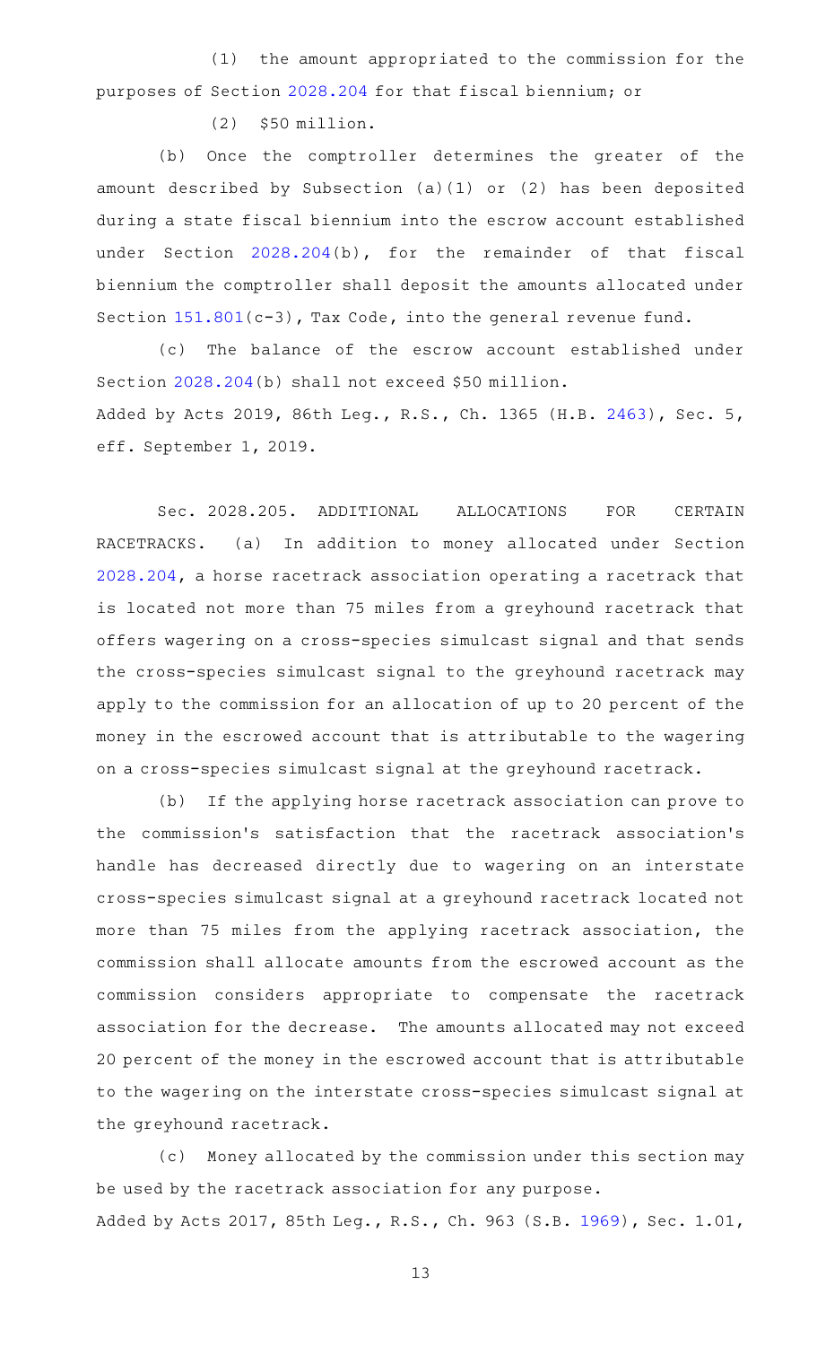(1) the amount appropriated to the commission for the purposes of Section 2028.204 for that fiscal biennium; or

(2) $50 million.

(b) Once the comptroller determines the greater of the amount described by Subsection (a)(1) or (2) has been deposited during a state fiscal biennium into the escrow account established under Section 2028.204(b), for the remainder of that fiscal biennium the comptroller shall deposit the amounts allocated under Section 151.801(c-3), Tax Code, into the general revenue fund.

(c) The balance of the escrow account established under Section 2028.204(b) shall not exceed $50 million.

Added by Acts 2019, 86th Leg., R.S., Ch. 1365 (H.B. 2463), Sec. 5, eff. September 1, 2019.

Sec. 2028.205. ADDITIONAL ALLOCATIONS FOR CERTAIN RACETRACKS. (a) In addition to money allocated under Section 2028.204, a horse racetrack association operating a racetrack that is located not more than 75 miles from a greyhound racetrack that offers wagering on a cross-species simulcast signal and that sends the cross-species simulcast signal to the greyhound racetrack may apply to the commission for an allocation of up to 20 percent of the money in the escrowed account that is attributable to the wagering on a cross-species simulcast signal at the greyhound racetrack.

(b) If the applying horse racetrack association can prove to the commission's satisfaction that the racetrack association's handle has decreased directly due to wagering on an interstate cross-species simulcast signal at a greyhound racetrack located not more than 75 miles from the applying racetrack association, the commission shall allocate amounts from the escrowed account as the commission considers appropriate to compensate the racetrack association for the decrease. The amounts allocated may not exceed 20 percent of the money in the escrowed account that is attributable to the wagering on the interstate cross-species simulcast signal at the greyhound racetrack.

(c) Money allocated by the commission under this section may be used by the racetrack association for any purpose.

Added by Acts 2017, 85th Leg., R.S., Ch. 963 (S.B. 1969), Sec. 1.01,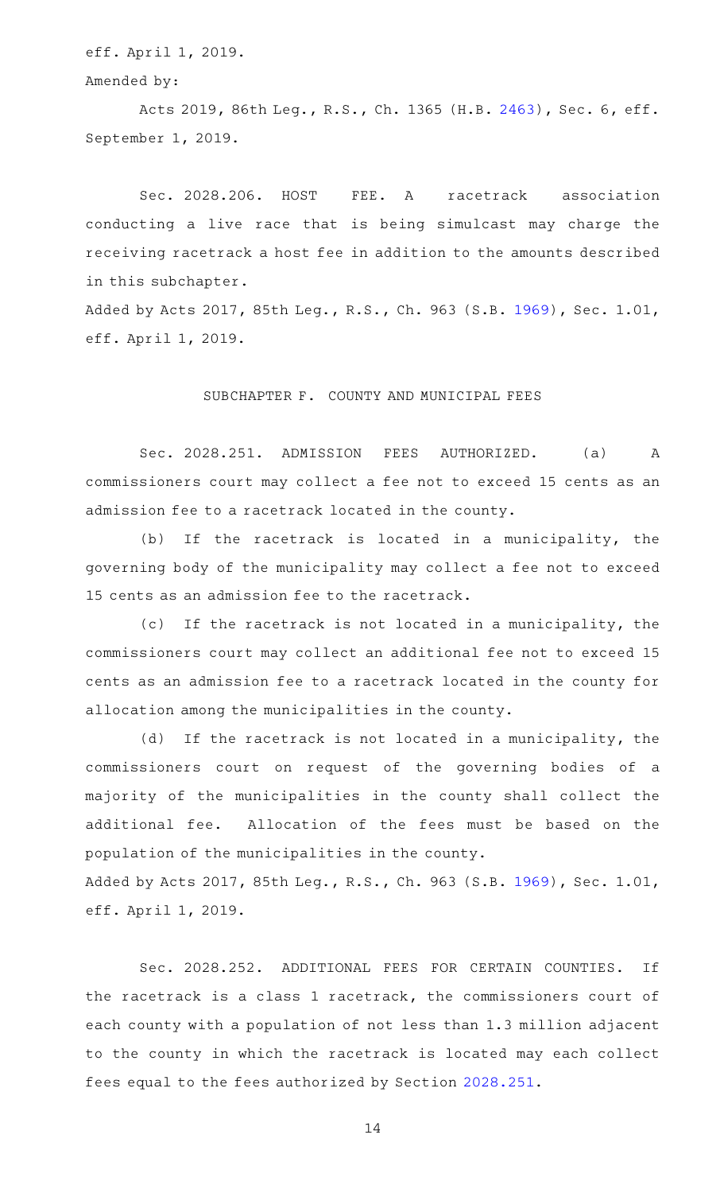eff. April 1, 2019.

Amended by:

Acts 2019, 86th Leg., R.S., Ch. 1365 (H.B. 2463), Sec. 6, eff. September 1, 2019.

Sec. 2028.206. HOST FEE. A racetrack association conducting a live race that is being simulcast may charge the receiving racetrack a host fee in addition to the amounts described in this subchapter.

Added by Acts 2017, 85th Leg., R.S., Ch. 963 (S.B. 1969), Sec. 1.01, eff. April 1, 2019.

## SUBCHAPTER F. COUNTY AND MUNICIPAL FEES

Sec. 2028.251. ADMISSION FEES AUTHORIZED. (a) A commissioners court may collect a fee not to exceed 15 cents as an admission fee to a racetrack located in the county.

(b) If the racetrack is located in a municipality, the governing body of the municipality may collect a fee not to exceed 15 cents as an admission fee to the racetrack.

(c) If the racetrack is not located in a municipality, the commissioners court may collect an additional fee not to exceed 15 cents as an admission fee to a racetrack located in the county for allocation among the municipalities in the county.

(d) If the racetrack is not located in a municipality, the commissioners court on request of the governing bodies of a majority of the municipalities in the county shall collect the additional fee. Allocation of the fees must be based on the population of the municipalities in the county.

Added by Acts 2017, 85th Leg., R.S., Ch. 963 (S.B. 1969), Sec. 1.01, eff. April 1, 2019.

Sec. 2028.252. ADDITIONAL FEES FOR CERTAIN COUNTIES. If the racetrack is a class 1 racetrack, the commissioners court of each county with a population of not less than 1.3 million adjacent to the county in which the racetrack is located may each collect fees equal to the fees authorized by Section 2028.251.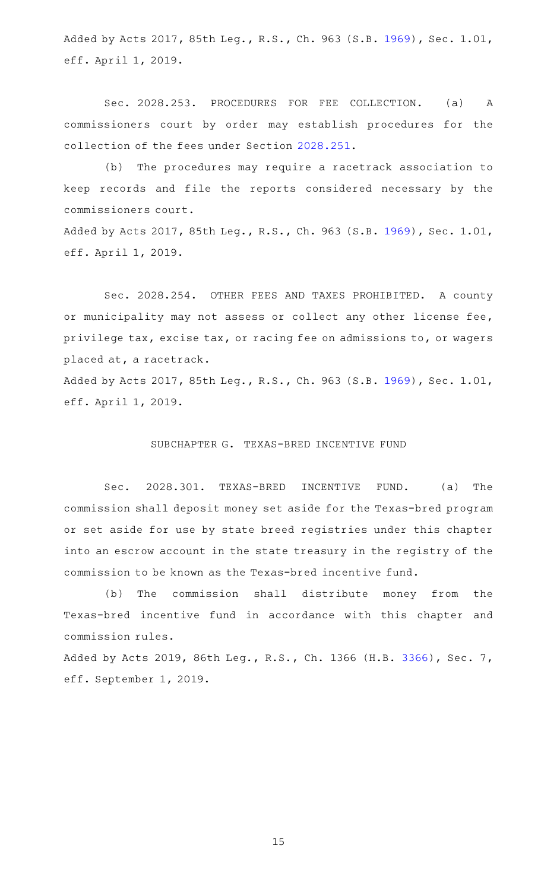Added by Acts 2017, 85th Leg., R.S., Ch. 963 (S.B. 1969), Sec. 1.01, eff. April 1, 2019.

Sec. 2028.253. PROCEDURES FOR FEE COLLECTION. (a) A commissioners court by order may establish procedures for the collection of the fees under Section 2028.251.

(b) The procedures may require a racetrack association to keep records and file the reports considered necessary by the commissioners court.

Added by Acts 2017, 85th Leg., R.S., Ch. 963 (S.B. 1969), Sec. 1.01, eff. April 1, 2019.

Sec. 2028.254. OTHER FEES AND TAXES PROHIBITED. A county or municipality may not assess or collect any other license fee, privilege tax, excise tax, or racing fee on admissions to, or wagers placed at, a racetrack.

Added by Acts 2017, 85th Leg., R.S., Ch. 963 (S.B. 1969), Sec. 1.01, eff. April 1, 2019.

## SUBCHAPTER G. TEXAS-BRED INCENTIVE FUND

Sec. 2028.301. TEXAS-BRED INCENTIVE FUND. (a) The commission shall deposit money set aside for the Texas-bred program or set aside for use by state breed registries under this chapter into an escrow account in the state treasury in the registry of the commission to be known as the Texas-bred incentive fund.

(b) The commission shall distribute money from the Texas-bred incentive fund in accordance with this chapter and commission rules.

Added by Acts 2019, 86th Leg., R.S., Ch. 1366 (H.B. 3366), Sec. 7, eff. September 1, 2019.